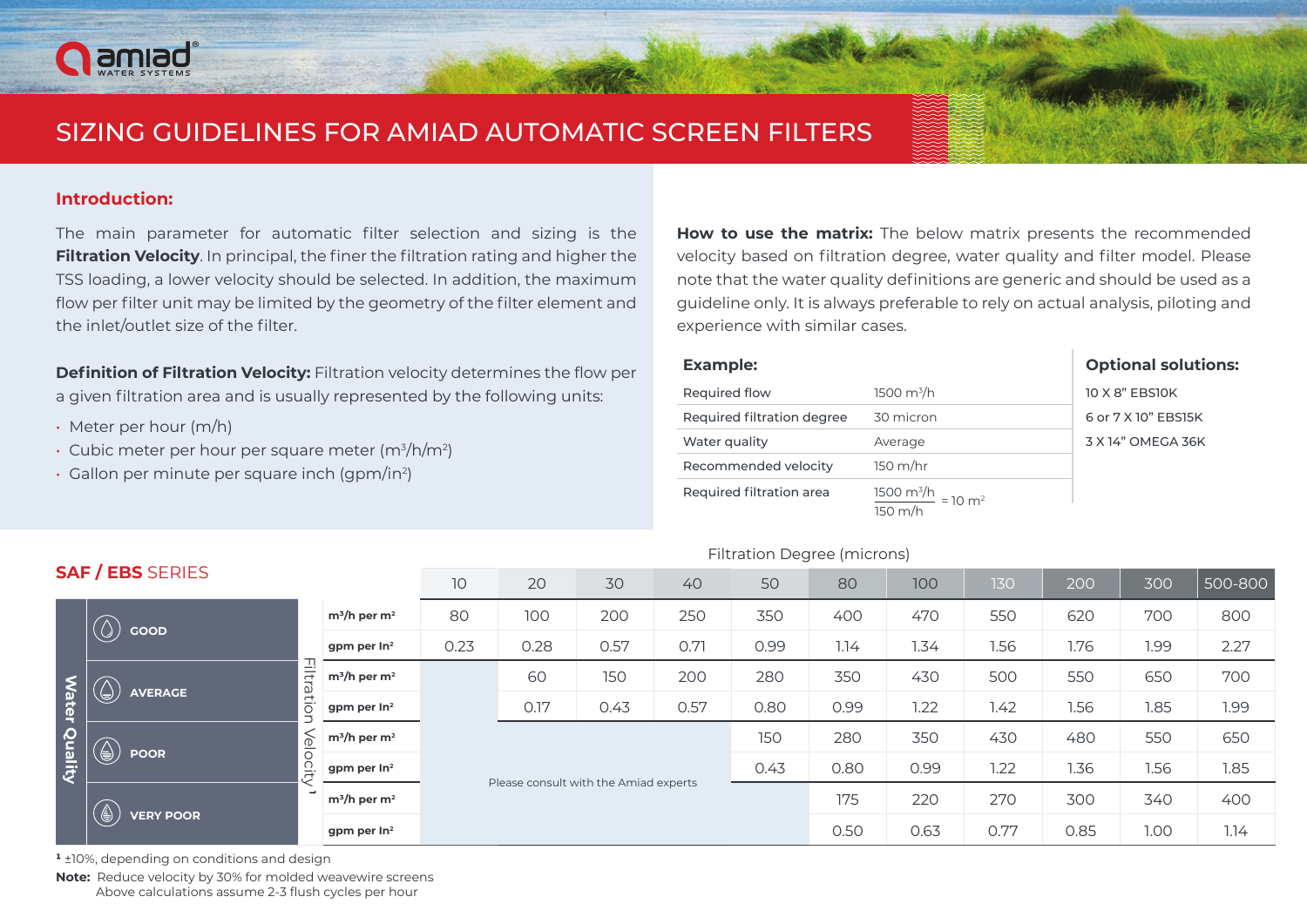# SIZING GUIDELINES FOR AMIAD AUTOMATIC SCREEN FILTERS

## Introduction:

The main parameter for automatic filter selection and sizing is the **Filtration Velocity**. In principal, the finer the filtration rating and higher the TSS loading, a lower velocity should be selected. In addition, the maximum flow per filter unit may be limited by the geometry of the filter element and the inlet/outlet size of the filter.

**Definition of Filtration Velocity:** Filtration velocity determines the flow per a given filtration area and is usually represented by the following units:

- Meter per hour (m/h)
- Cubic meter per hour per square meter ($m^3/h/m^2$)
- Gallon per minute per square inch (gpm/$in^2$)

**How to use the matrix:** The below matrix presents the recommended velocity based on filtration degree, water quality and filter model. Please note that the water quality definitions are generic and should be used as a guideline only. It is always preferable to rely on actual analysis, piloting and experience with similar cases.

### Example:

| | |
|---|---|
| Required flow | 1500 $m^3/h$ |
| Required filtration degree | 30 micron |
| Water quality | Average |
| Recommended velocity | 150 m/hr |
| Required filtration area | $\frac{1500 \ m^3/h}{150 \ m/h} = 10 \ m^2$ |

### Optional solutions:

10 X 8" EBS10K

6 or 7 X 10" EBS15K

3 X 14" OMEGA 36K

## SAF / EBS SERIES

Filtration Degree (microns)

| Water Quality | Filtration Velocity[1] | 10 | 20 | 30 | 40 | 50 | 80 | 100 | 130 | 200 | 300 | 500-800 |
|---|---|---|---|---|---|---|---|---|---|---|---|---|
| GOOD | $m^3/h$ per $m^2$ | 80 | 100 | 200 | 250 | 350 | 400 | 470 | 550 | 620 | 700 | 800 |
| | gpm per $In^2$ | 0.23 | 0.28 | 0.57 | 0.71 | 0.99 | 1.14 | 1.34 | 1.56 | 1.76 | 1.99 | 2.27 |
| AVERAGE | $m^3/h$ per $m^2$ | | 60 | 150 | 200 | 280 | 350 | 430 | 500 | 550 | 650 | 700 |
| | gpm per $In^2$ | | 0.17 | 0.43 | 0.57 | 0.80 | 0.99 | 1.22 | 1.42 | 1.56 | 1.85 | 1.99 |
| POOR | $m^3/h$ per $m^2$ | Please consult with the Amiad experts | | | | 150 | 280 | 350 | 430 | 480 | 550 | 650 |
| | gpm per $In^2$ | | | | | 0.43 | 0.80 | 0.99 | 1.22 | 1.36 | 1.56 | 1.85 |
| VERY POOR | $m^3/h$ per $m^2$ | | | | | | 175 | 220 | 270 | 300 | 340 | 400 |
| | gpm per $In^2$ | | | | | | 0.50 | 0.63 | 0.77 | 0.85 | 1.00 | 1.14 |

[1] ±10%, depending on conditions and design

**Note:** Reduce velocity by 30% for molded weavewire screens
Above calculations assume 2-3 flush cycles per hour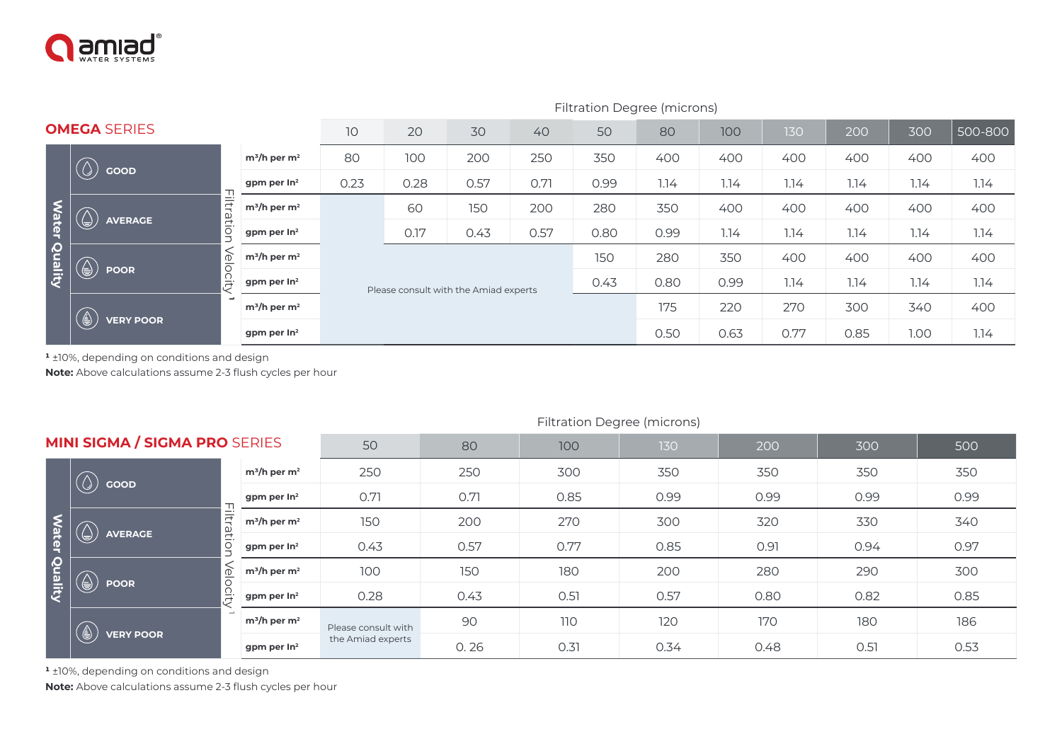## OMEGA SERIES

Filtration Degree (microns)

| Water Quality | Filtration Velocity [1] | 10 | 20 | 30 | 40 | 50 | 80 | 100 | 130 | 200 | 300 | 500-800 |
|---|---|---|---|---|---|---|---|---|---|---|---|---|
| GOOD | m³/h per m² | 80 | 100 | 200 | 250 | 350 | 400 | 400 | 400 | 400 | 400 | 400 |
| | gpm per In² | 0.23 | 0.28 | 0.57 | 0.71 | 0.99 | 1.14 | 1.14 | 1.14 | 1.14 | 1.14 | 1.14 |
| AVERAGE | m³/h per m² | Please consult with the Amiad experts | 60 | 150 | 200 | 280 | 350 | 400 | 400 | 400 | 400 | 400 |
| | gpm per In² | | 0.17 | 0.43 | 0.57 | 0.80 | 0.99 | 1.14 | 1.14 | 1.14 | 1.14 | 1.14 |
| POOR | m³/h per m² | | | | | 150 | 280 | 350 | 400 | 400 | 400 | 400 |
| | gpm per In² | | | | | 0.43 | 0.80 | 0.99 | 1.14 | 1.14 | 1.14 | 1.14 |
| VERY POOR | m³/h per m² | | | | | | 175 | 220 | 270 | 300 | 340 | 400 |
| | gpm per In² | | | | | | 0.50 | 0.63 | 0.77 | 0.85 | 1.00 | 1.14 |

[1] ±10%, depending on conditions and design

**Note:** Above calculations assume 2-3 flush cycles per hour

## MINI SIGMA / SIGMA PRO SERIES

Filtration Degree (microns)

| Water Quality | Filtration Velocity [1] | 50 | 80 | 100 | 130 | 200 | 300 | 500 |
|---|---|---|---|---|---|---|---|---|
| GOOD | m³/h per m² | 250 | 250 | 300 | 350 | 350 | 350 | 350 |
| | gpm per In² | 0.71 | 0.71 | 0.85 | 0.99 | 0.99 | 0.99 | 0.99 |
| AVERAGE | m³/h per m² | 150 | 200 | 270 | 300 | 320 | 330 | 340 |
| | gpm per In² | 0.43 | 0.57 | 0.77 | 0.85 | 0.91 | 0.94 | 0.97 |
| POOR | m³/h per m² | 100 | 150 | 180 | 200 | 280 | 290 | 300 |
| | gpm per In² | 0.28 | 0.43 | 0.51 | 0.57 | 0.80 | 0.82 | 0.85 |
| VERY POOR | m³/h per m² | Please consult with the Amiad experts | 90 | 110 | 120 | 170 | 180 | 186 |
| | gpm per In² | | 0. 26 | 0.31 | 0.34 | 0.48 | 0.51 | 0.53 |

[1] ±10%, depending on conditions and design

**Note:** Above calculations assume 2-3 flush cycles per hour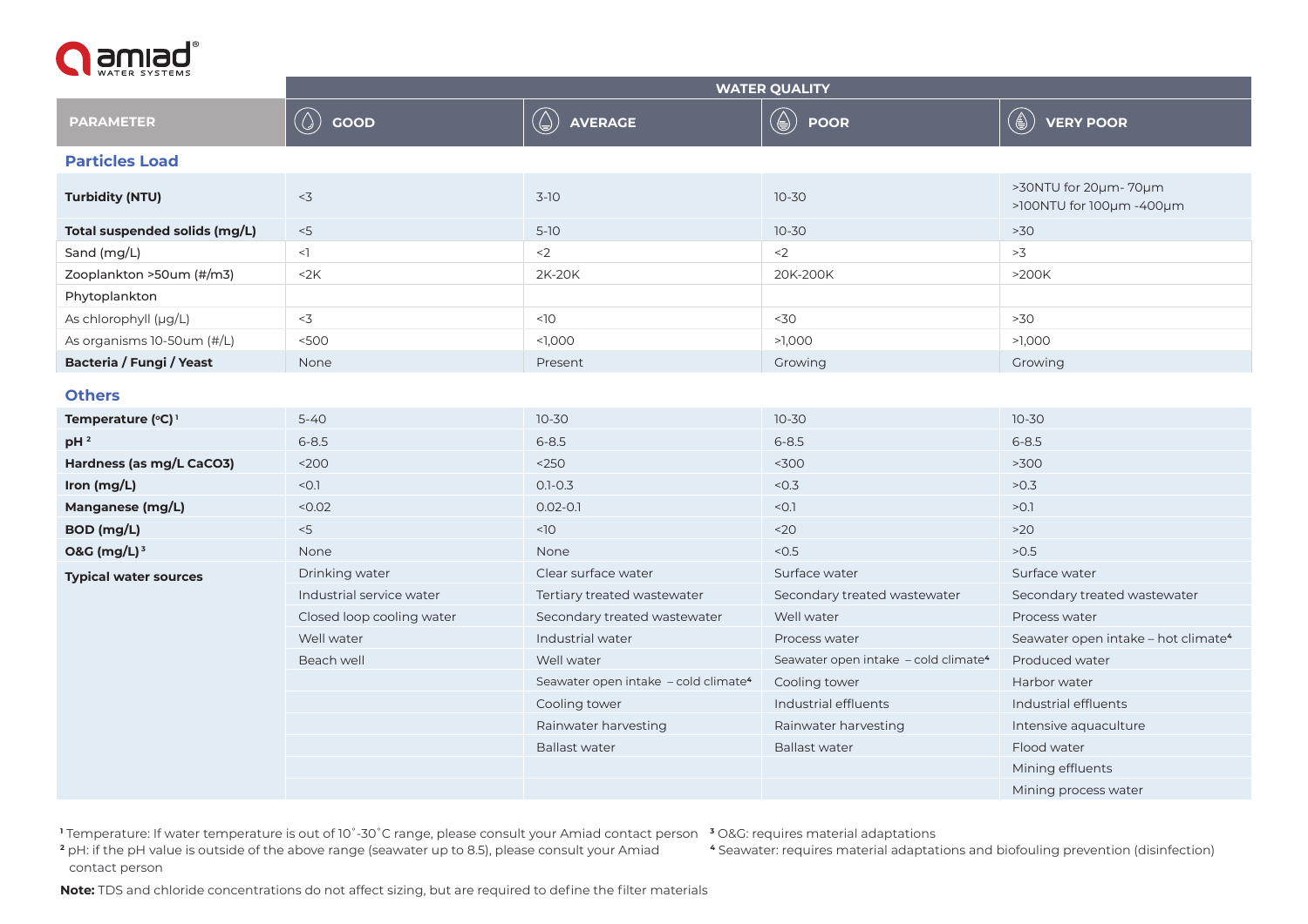| | WATER QUALITY | | | |
|---|---|---|---|---|
| PARAMETER | GOOD | AVERAGE | POOR | VERY POOR |
| **Particles Load** | | | | |
| **Turbidity (NTU)** | <3 | 3-10 | 10-30 | >30NTU for 20µm- 70µm >100NTU for 100µm -400µm |
| **Total suspended solids (mg/L)** | <5 | 5-10 | 10-30 | >30 |
| Sand (mg/L) | <1 | <2 | <2 | >3 |
| Zooplankton >50um (#/m3) | <2K | 2K-20K | 20K-200K | >200K |
| Phytoplankton | | | | |
| As chlorophyll (µg/L) | <3 | <10 | <30 | >30 |
| As organisms 10-50um (#/L) | <500 | <1,000 | >1,000 | >1,000 |
| **Bacteria / Fungi / Yeast** | None | Present | Growing | Growing |
| **Others** | | | | |
| **Temperature (°C)** [1] | 5-40 | 10-30 | 10-30 | 10-30 |
| **pH** [2] | 6-8.5 | 6-8.5 | 6-8.5 | 6-8.5 |
| **Hardness (as mg/L CaCO3)** | <200 | <250 | <300 | >300 |
| **Iron (mg/L)** | <0.1 | 0.1-0.3 | <0.3 | >0.3 |
| **Manganese (mg/L)** | <0.02 | 0.02-0.1 | <0.1 | >0.1 |
| **BOD (mg/L)** | <5 | <10 | <20 | >20 |
| **O&G (mg/L)** [3] | None | None | <0.5 | >0.5 |
| **Typical water sources** | Drinking water | Clear surface water | Surface water | Surface water |
| | Industrial service water | Tertiary treated wastewater | Secondary treated wastewater | Secondary treated wastewater |
| | Closed loop cooling water | Secondary treated wastewater | Well water | Process water |
| | Well water | Industrial water | Process water | Seawater open intake – hot climate[4] |
| | Beach well | Well water | Seawater open intake – cold climate[4] | Produced water |
| | | Seawater open intake – cold climate[4] | Cooling tower | Harbor water |
| | | Cooling tower | Industrial effluents | Industrial effluents |
| | | Rainwater harvesting | Rainwater harvesting | Intensive aquaculture |
| | | Ballast water | Ballast water | Flood water |
| | | | | Mining effluents |
| | | | | Mining process water |

[1] Temperature: If water temperature is out of 10˚-30˚C range, please consult your Amiad contact person

[2] pH: if the pH value is outside of the above range (seawater up to 8.5), please consult your Amiad contact person

[3] O&G: requires material adaptations

[4] Seawater: requires material adaptations and biofouling prevention (disinfection)

**Note:** TDS and chloride concentrations do not affect sizing, but are required to define the filter materials